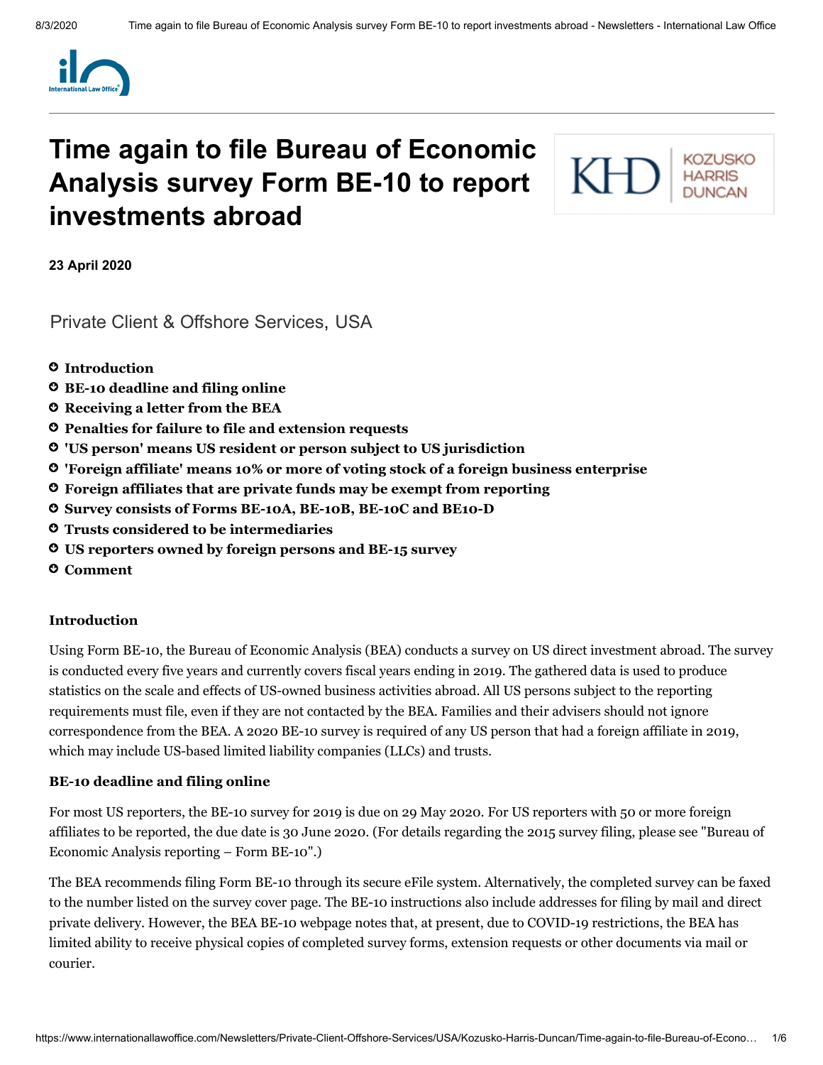# Time again to file Bureau of Economic Analysis survey Form BE-10 to report investments abroad

**23 April 2020**

Private Client & Offshore Services, USA

- **Introduction**
- **BE-10 deadline and filing online**
- **Receiving a letter from the BEA**
- **Penalties for failure to file and extension requests**
- **'US person' means US resident or person subject to US jurisdiction**
- **'Foreign affiliate' means 10% or more of voting stock of a foreign business enterprise**
- **Foreign affiliates that are private funds may be exempt from reporting**
- **Survey consists of Forms BE-10A, BE-10B, BE-10C and BE10-D**
- **Trusts considered to be intermediaries**
- **US reporters owned by foreign persons and BE-15 survey**
- **Comment**

### Introduction

Using Form BE-10, the Bureau of Economic Analysis (BEA) conducts a survey on US direct investment abroad. The survey is conducted every five years and currently covers fiscal years ending in 2019. The gathered data is used to produce statistics on the scale and effects of US-owned business activities abroad. All US persons subject to the reporting requirements must file, even if they are not contacted by the BEA. Families and their advisers should not ignore correspondence from the BEA. A 2020 BE-10 survey is required of any US person that had a foreign affiliate in 2019, which may include US-based limited liability companies (LLCs) and trusts.

### BE-10 deadline and filing online

For most US reporters, the BE-10 survey for 2019 is due on 29 May 2020. For US reporters with 50 or more foreign affiliates to be reported, the due date is 30 June 2020. (For details regarding the 2015 survey filing, please see "Bureau of Economic Analysis reporting – Form BE-10".)

The BEA recommends filing Form BE-10 through its secure eFile system. Alternatively, the completed survey can be faxed to the number listed on the survey cover page. The BE-10 instructions also include addresses for filing by mail and direct private delivery. However, the BEA BE-10 webpage notes that, at present, due to COVID-19 restrictions, the BEA has limited ability to receive physical copies of completed survey forms, extension requests or other documents via mail or courier.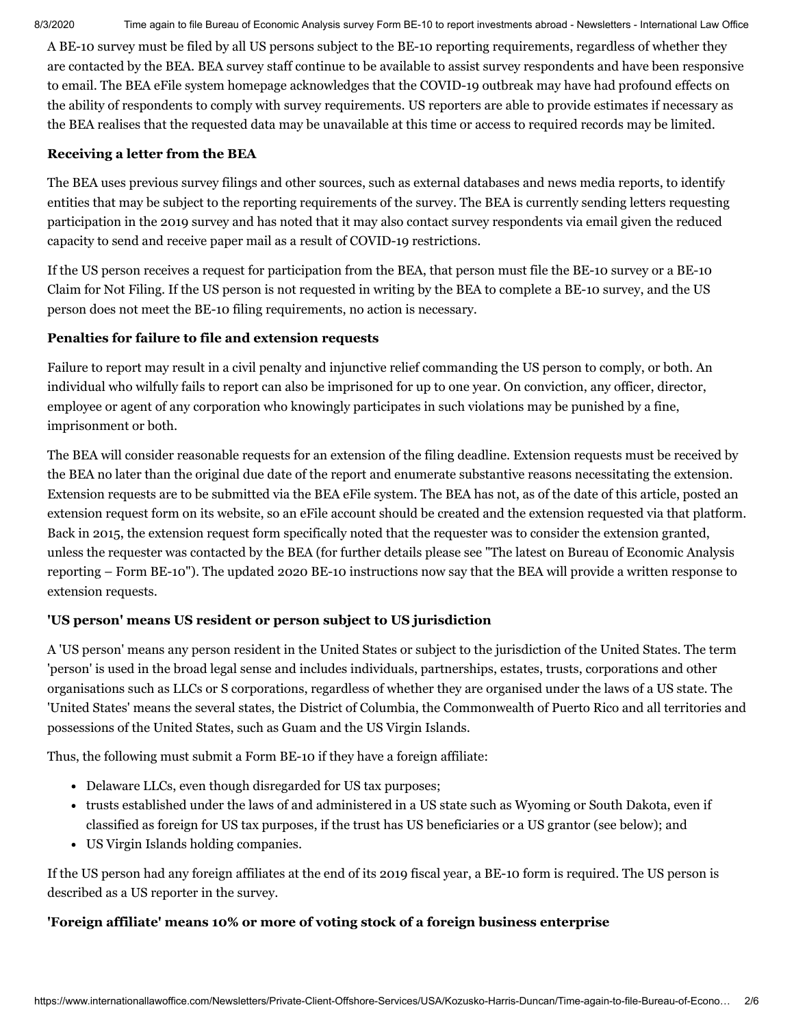A BE-10 survey must be filed by all US persons subject to the BE-10 reporting requirements, regardless of whether they are contacted by the BEA. BEA survey staff continue to be available to assist survey respondents and have been responsive to email. The BEA eFile system homepage acknowledges that the COVID-19 outbreak may have had profound effects on the ability of respondents to comply with survey requirements. US reporters are able to provide estimates if necessary as the BEA realises that the requested data may be unavailable at this time or access to required records may be limited.

**Receiving a letter from the BEA**

The BEA uses previous survey filings and other sources, such as external databases and news media reports, to identify entities that may be subject to the reporting requirements of the survey. The BEA is currently sending letters requesting participation in the 2019 survey and has noted that it may also contact survey respondents via email given the reduced capacity to send and receive paper mail as a result of COVID-19 restrictions.

If the US person receives a request for participation from the BEA, that person must file the BE-10 survey or a BE-10 Claim for Not Filing. If the US person is not requested in writing by the BEA to complete a BE-10 survey, and the US person does not meet the BE-10 filing requirements, no action is necessary.

**Penalties for failure to file and extension requests**

Failure to report may result in a civil penalty and injunctive relief commanding the US person to comply, or both. An individual who wilfully fails to report can also be imprisoned for up to one year. On conviction, any officer, director, employee or agent of any corporation who knowingly participates in such violations may be punished by a fine, imprisonment or both.

The BEA will consider reasonable requests for an extension of the filing deadline. Extension requests must be received by the BEA no later than the original due date of the report and enumerate substantive reasons necessitating the extension. Extension requests are to be submitted via the BEA eFile system. The BEA has not, as of the date of this article, posted an extension request form on its website, so an eFile account should be created and the extension requested via that platform. Back in 2015, the extension request form specifically noted that the requester was to consider the extension granted, unless the requester was contacted by the BEA (for further details please see "The latest on Bureau of Economic Analysis reporting – Form BE-10"). The updated 2020 BE-10 instructions now say that the BEA will provide a written response to extension requests.

**'US person' means US resident or person subject to US jurisdiction**

A 'US person' means any person resident in the United States or subject to the jurisdiction of the United States. The term 'person' is used in the broad legal sense and includes individuals, partnerships, estates, trusts, corporations and other organisations such as LLCs or S corporations, regardless of whether they are organised under the laws of a US state. The 'United States' means the several states, the District of Columbia, the Commonwealth of Puerto Rico and all territories and possessions of the United States, such as Guam and the US Virgin Islands.

Thus, the following must submit a Form BE-10 if they have a foreign affiliate:

- Delaware LLCs, even though disregarded for US tax purposes;
- trusts established under the laws of and administered in a US state such as Wyoming or South Dakota, even if classified as foreign for US tax purposes, if the trust has US beneficiaries or a US grantor (see below); and
- US Virgin Islands holding companies.

If the US person had any foreign affiliates at the end of its 2019 fiscal year, a BE-10 form is required. The US person is described as a US reporter in the survey.

**'Foreign affiliate' means 10% or more of voting stock of a foreign business enterprise**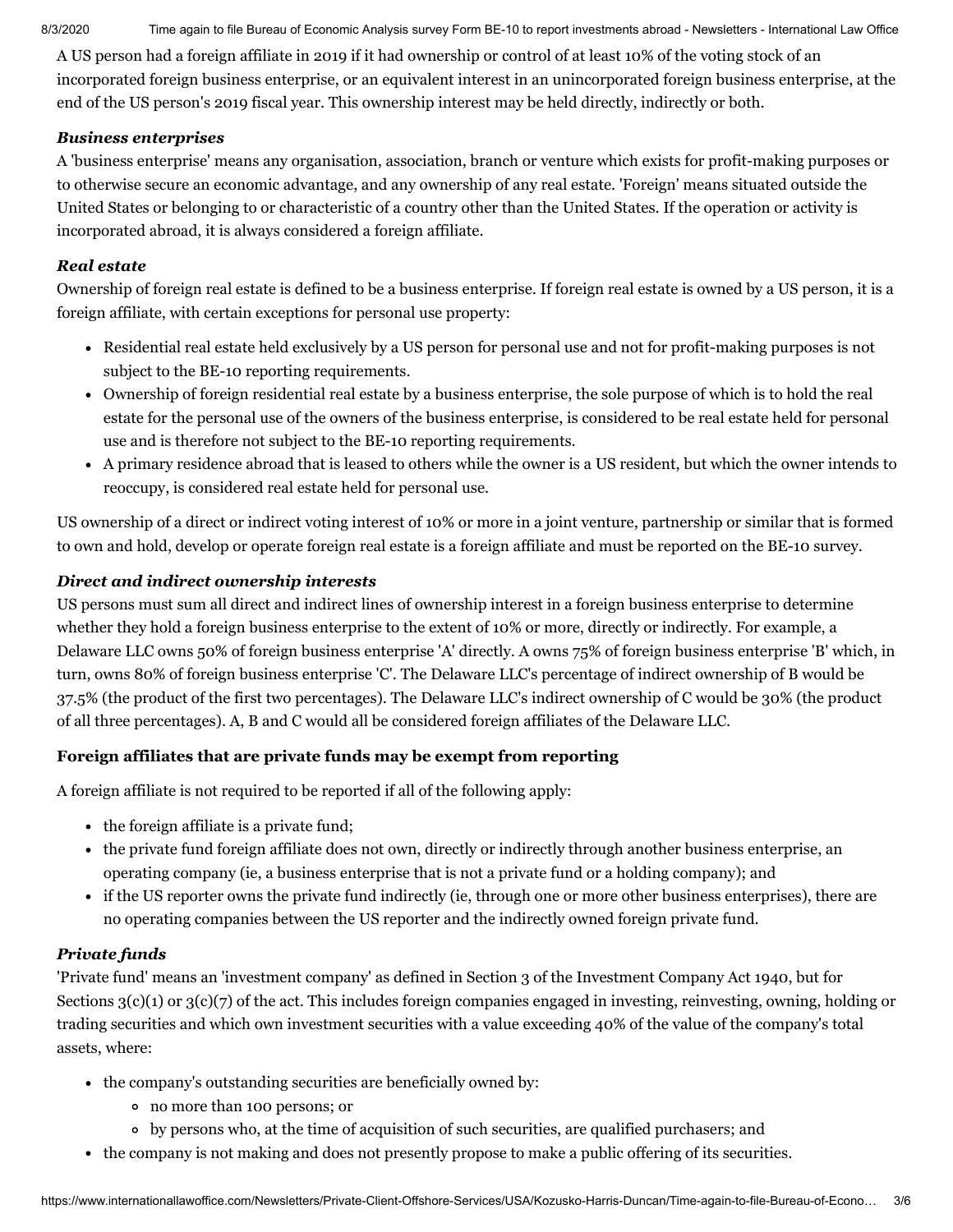A US person had a foreign affiliate in 2019 if it had ownership or control of at least 10% of the voting stock of an incorporated foreign business enterprise, or an equivalent interest in an unincorporated foreign business enterprise, at the end of the US person's 2019 fiscal year. This ownership interest may be held directly, indirectly or both.

#### *Business enterprises*

A 'business enterprise' means any organisation, association, branch or venture which exists for profit-making purposes or to otherwise secure an economic advantage, and any ownership of any real estate. 'Foreign' means situated outside the United States or belonging to or characteristic of a country other than the United States. If the operation or activity is incorporated abroad, it is always considered a foreign affiliate.

#### *Real estate*

Ownership of foreign real estate is defined to be a business enterprise. If foreign real estate is owned by a US person, it is a foreign affiliate, with certain exceptions for personal use property:

- Residential real estate held exclusively by a US person for personal use and not for profit-making purposes is not subject to the BE-10 reporting requirements.
- Ownership of foreign residential real estate by a business enterprise, the sole purpose of which is to hold the real estate for the personal use of the owners of the business enterprise, is considered to be real estate held for personal use and is therefore not subject to the BE-10 reporting requirements.
- A primary residence abroad that is leased to others while the owner is a US resident, but which the owner intends to reoccupy, is considered real estate held for personal use.

US ownership of a direct or indirect voting interest of 10% or more in a joint venture, partnership or similar that is formed to own and hold, develop or operate foreign real estate is a foreign affiliate and must be reported on the BE-10 survey.

#### *Direct and indirect ownership interests*

US persons must sum all direct and indirect lines of ownership interest in a foreign business enterprise to determine whether they hold a foreign business enterprise to the extent of 10% or more, directly or indirectly. For example, a Delaware LLC owns 50% of foreign business enterprise 'A' directly. A owns 75% of foreign business enterprise 'B' which, in turn, owns 80% of foreign business enterprise 'C'. The Delaware LLC's percentage of indirect ownership of B would be 37.5% (the product of the first two percentages). The Delaware LLC's indirect ownership of C would be 30% (the product of all three percentages). A, B and C would all be considered foreign affiliates of the Delaware LLC.

### **Foreign affiliates that are private funds may be exempt from reporting**

A foreign affiliate is not required to be reported if all of the following apply:

- the foreign affiliate is a private fund;
- the private fund foreign affiliate does not own, directly or indirectly through another business enterprise, an operating company (ie, a business enterprise that is not a private fund or a holding company); and
- if the US reporter owns the private fund indirectly (ie, through one or more other business enterprises), there are no operating companies between the US reporter and the indirectly owned foreign private fund.

#### *Private funds*

'Private fund' means an 'investment company' as defined in Section 3 of the Investment Company Act 1940, but for Sections 3(c)(1) or 3(c)(7) of the act. This includes foreign companies engaged in investing, reinvesting, owning, holding or trading securities and which own investment securities with a value exceeding 40% of the value of the company's total assets, where:

- the company's outstanding securities are beneficially owned by:
  - no more than 100 persons; or
  - by persons who, at the time of acquisition of such securities, are qualified purchasers; and
- the company is not making and does not presently propose to make a public offering of its securities.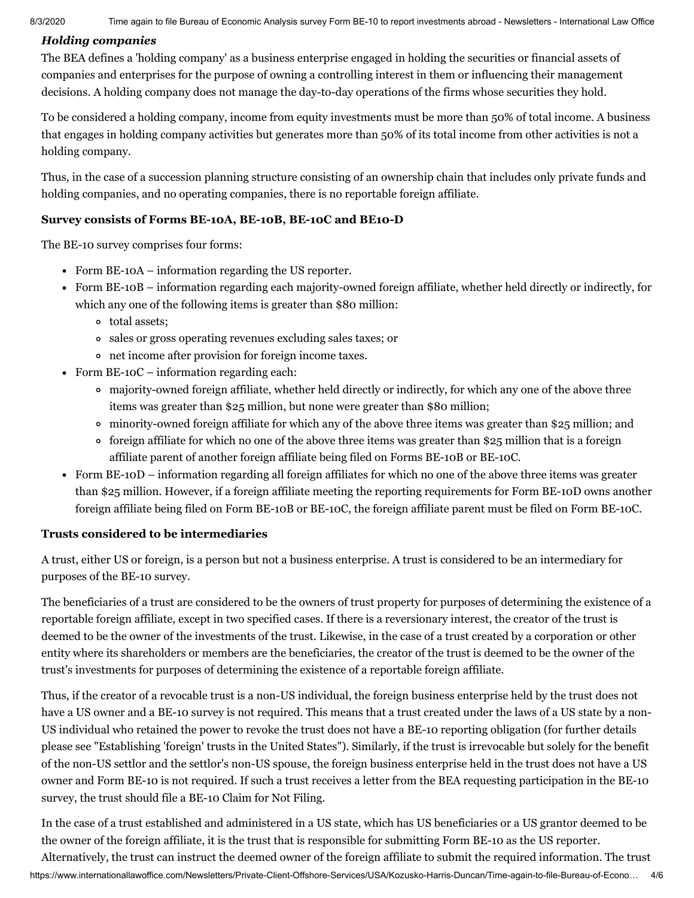### *Holding companies*

The BEA defines a 'holding company' as a business enterprise engaged in holding the securities or financial assets of companies and enterprises for the purpose of owning a controlling interest in them or influencing their management decisions. A holding company does not manage the day-to-day operations of the firms whose securities they hold.

To be considered a holding company, income from equity investments must be more than 50% of total income. A business that engages in holding company activities but generates more than 50% of its total income from other activities is not a holding company.

Thus, in the case of a succession planning structure consisting of an ownership chain that includes only private funds and holding companies, and no operating companies, there is no reportable foreign affiliate.

### Survey consists of Forms BE-10A, BE-10B, BE-10C and BE10-D

The BE-10 survey comprises four forms:

- Form BE-10A – information regarding the US reporter.
- Form BE-10B – information regarding each majority-owned foreign affiliate, whether held directly or indirectly, for which any one of the following items is greater than $80 million:
  - total assets;
  - sales or gross operating revenues excluding sales taxes; or
  - net income after provision for foreign income taxes.
- Form BE-10C – information regarding each:
  - majority-owned foreign affiliate, whether held directly or indirectly, for which any one of the above three items was greater than $25 million, but none were greater than $80 million;
  - minority-owned foreign affiliate for which any of the above three items was greater than $25 million; and
  - foreign affiliate for which no one of the above three items was greater than $25 million that is a foreign affiliate parent of another foreign affiliate being filed on Forms BE-10B or BE-10C.
- Form BE-10D – information regarding all foreign affiliates for which no one of the above three items was greater than $25 million. However, if a foreign affiliate meeting the reporting requirements for Form BE-10D owns another foreign affiliate being filed on Form BE-10B or BE-10C, the foreign affiliate parent must be filed on Form BE-10C.

### Trusts considered to be intermediaries

A trust, either US or foreign, is a person but not a business enterprise. A trust is considered to be an intermediary for purposes of the BE-10 survey.

The beneficiaries of a trust are considered to be the owners of trust property for purposes of determining the existence of a reportable foreign affiliate, except in two specified cases. If there is a reversionary interest, the creator of the trust is deemed to be the owner of the investments of the trust. Likewise, in the case of a trust created by a corporation or other entity where its shareholders or members are the beneficiaries, the creator of the trust is deemed to be the owner of the trust's investments for purposes of determining the existence of a reportable foreign affiliate.

Thus, if the creator of a revocable trust is a non-US individual, the foreign business enterprise held by the trust does not have a US owner and a BE-10 survey is not required. This means that a trust created under the laws of a US state by a non-US individual who retained the power to revoke the trust does not have a BE-10 reporting obligation (for further details please see "Establishing 'foreign' trusts in the United States"). Similarly, if the trust is irrevocable but solely for the benefit of the non-US settlor and the settlor's non-US spouse, the foreign business enterprise held in the trust does not have a US owner and Form BE-10 is not required. If such a trust receives a letter from the BEA requesting participation in the BE-10 survey, the trust should file a BE-10 Claim for Not Filing.

In the case of a trust established and administered in a US state, which has US beneficiaries or a US grantor deemed to be the owner of the foreign affiliate, it is the trust that is responsible for submitting Form BE-10 as the US reporter. Alternatively, the trust can instruct the deemed owner of the foreign affiliate to submit the required information. The trust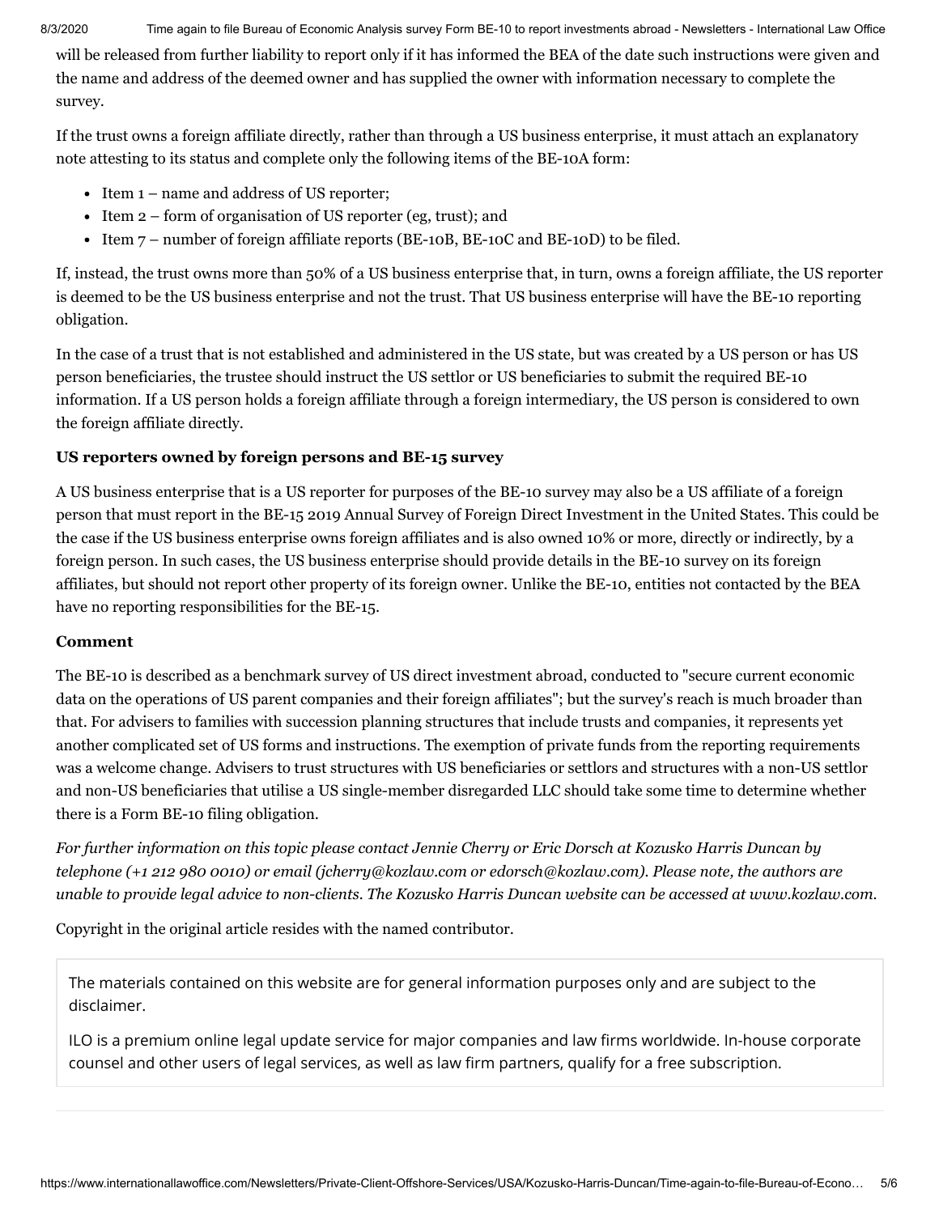will be released from further liability to report only if it has informed the BEA of the date such instructions were given and the name and address of the deemed owner and has supplied the owner with information necessary to complete the survey.

If the trust owns a foreign affiliate directly, rather than through a US business enterprise, it must attach an explanatory note attesting to its status and complete only the following items of the BE-10A form:

- Item 1 – name and address of US reporter;
- Item 2 – form of organisation of US reporter (eg, trust); and
- Item 7 – number of foreign affiliate reports (BE-10B, BE-10C and BE-10D) to be filed.

If, instead, the trust owns more than 50% of a US business enterprise that, in turn, owns a foreign affiliate, the US reporter is deemed to be the US business enterprise and not the trust. That US business enterprise will have the BE-10 reporting obligation.

In the case of a trust that is not established and administered in the US state, but was created by a US person or has US person beneficiaries, the trustee should instruct the US settlor or US beneficiaries to submit the required BE-10 information. If a US person holds a foreign affiliate through a foreign intermediary, the US person is considered to own the foreign affiliate directly.

**US reporters owned by foreign persons and BE-15 survey**

A US business enterprise that is a US reporter for purposes of the BE-10 survey may also be a US affiliate of a foreign person that must report in the BE-15 2019 Annual Survey of Foreign Direct Investment in the United States. This could be the case if the US business enterprise owns foreign affiliates and is also owned 10% or more, directly or indirectly, by a foreign person. In such cases, the US business enterprise should provide details in the BE-10 survey on its foreign affiliates, but should not report other property of its foreign owner. Unlike the BE-10, entities not contacted by the BEA have no reporting responsibilities for the BE-15.

**Comment**

The BE-10 is described as a benchmark survey of US direct investment abroad, conducted to "secure current economic data on the operations of US parent companies and their foreign affiliates"; but the survey's reach is much broader than that. For advisers to families with succession planning structures that include trusts and companies, it represents yet another complicated set of US forms and instructions. The exemption of private funds from the reporting requirements was a welcome change. Advisers to trust structures with US beneficiaries or settlors and structures with a non-US settlor and non-US beneficiaries that utilise a US single-member disregarded LLC should take some time to determine whether there is a Form BE-10 filing obligation.

*For further information on this topic please contact Jennie Cherry or Eric Dorsch at Kozusko Harris Duncan by telephone (+1 212 980 0010) or email (jcherry@kozlaw.com or edorsch@kozlaw.com). Please note, the authors are unable to provide legal advice to non-clients. The Kozusko Harris Duncan website can be accessed at www.kozlaw.com.*

Copyright in the original article resides with the named contributor.

The materials contained on this website are for general information purposes only and are subject to the disclaimer.

ILO is a premium online legal update service for major companies and law firms worldwide. In-house corporate counsel and other users of legal services, as well as law firm partners, qualify for a free subscription.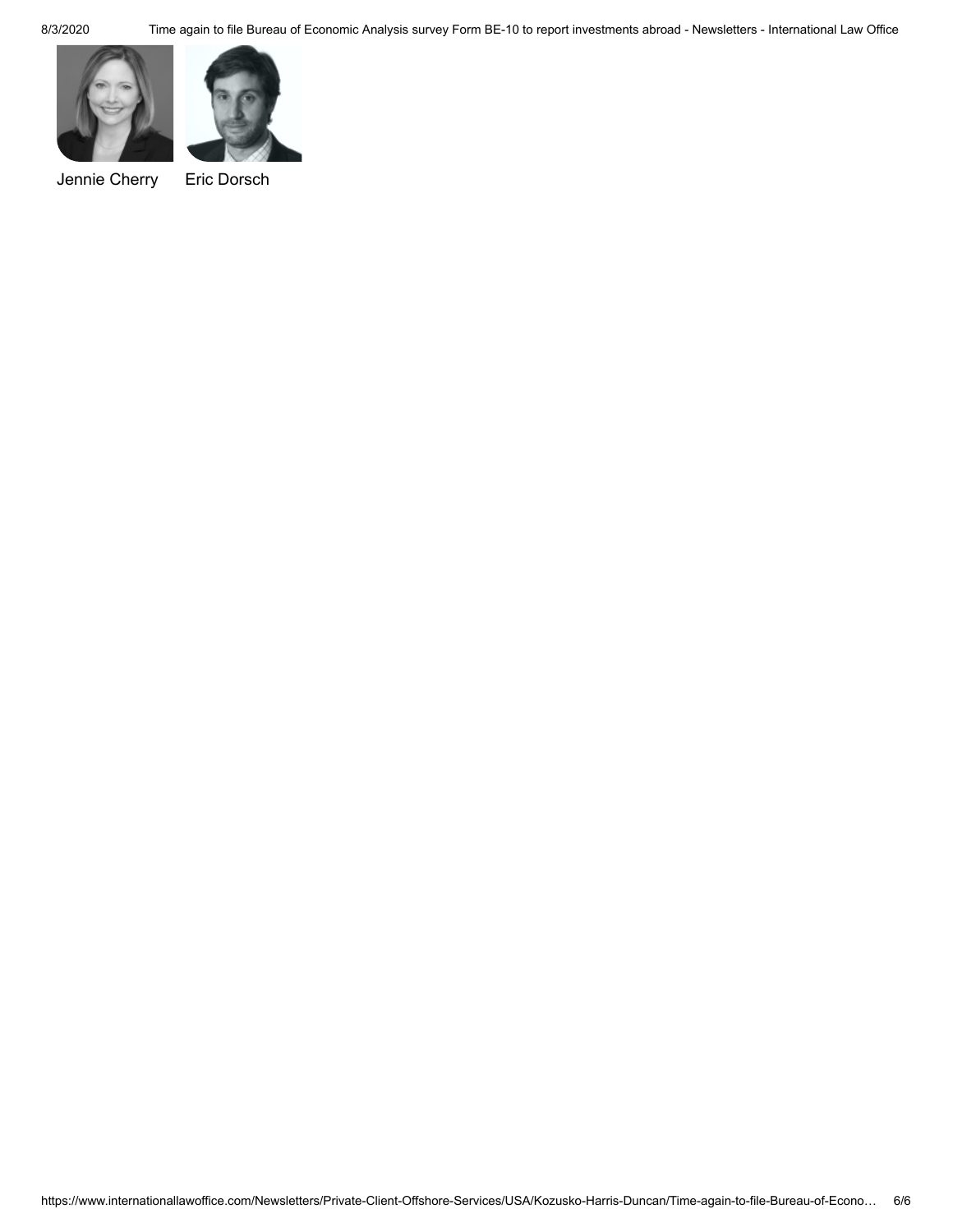Jennie Cherry Eric Dorsch